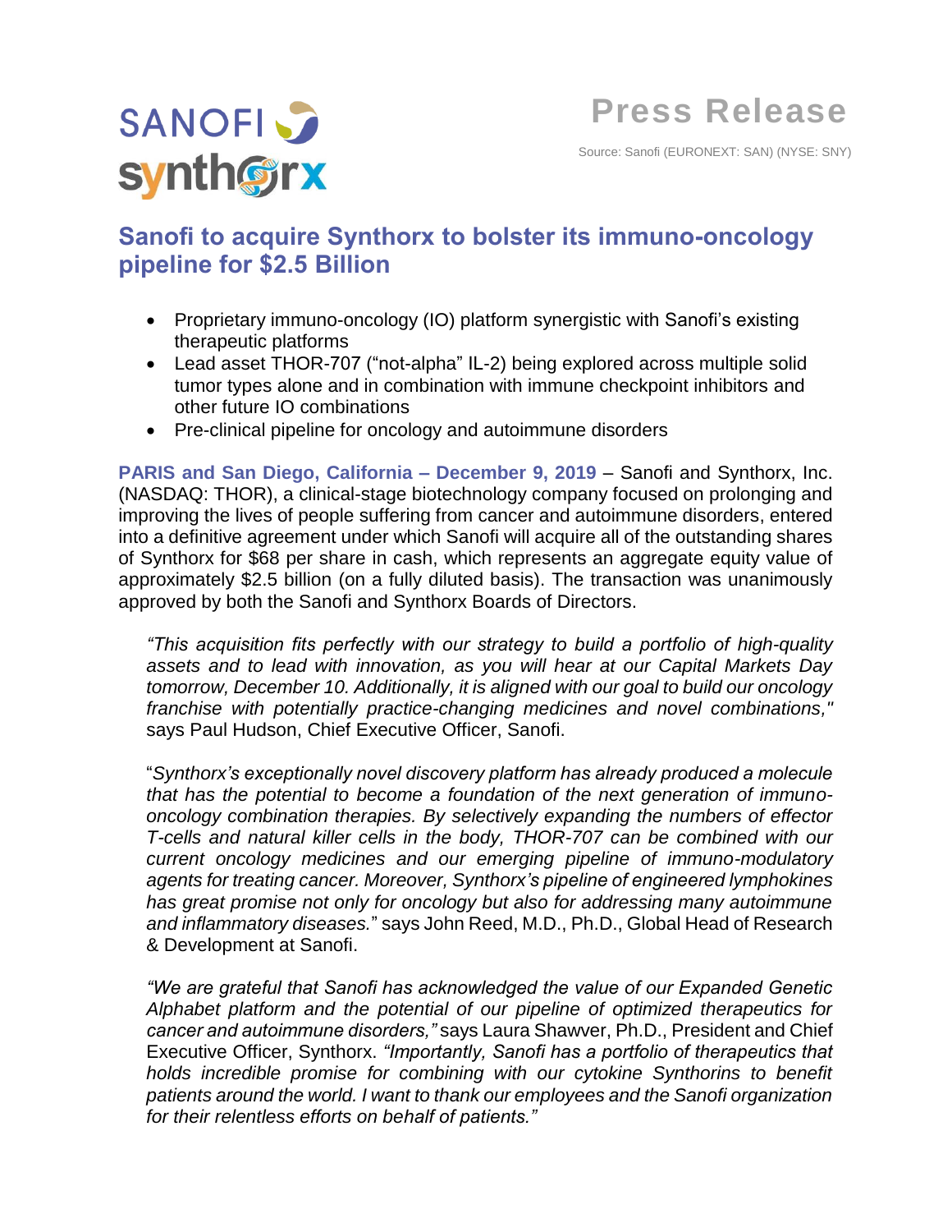Press Release

Source: Sanofi (EURONEXT: SAN) (NYSE: SNY)

# Sanofi to acquire Synthorx to bolster its immuno-oncology pipeline for $2.5 Billion

- Proprietary immuno-oncology (IO) platform synergistic with Sanofi's existing therapeutic platforms
- Lead asset THOR-707 ("not-alpha" IL-2) being explored across multiple solid tumor types alone and in combination with immune checkpoint inhibitors and other future IO combinations
- Pre-clinical pipeline for oncology and autoimmune disorders

**PARIS and San Diego, California – December 9, 2019** – Sanofi and Synthorx, Inc. (NASDAQ: THOR), a clinical-stage biotechnology company focused on prolonging and improving the lives of people suffering from cancer and autoimmune disorders, entered into a definitive agreement under which Sanofi will acquire all of the outstanding shares of Synthorx for $68 per share in cash, which represents an aggregate equity value of approximately $2.5 billion (on a fully diluted basis). The transaction was unanimously approved by both the Sanofi and Synthorx Boards of Directors.

*"This acquisition fits perfectly with our strategy to build a portfolio of high-quality assets and to lead with innovation, as you will hear at our Capital Markets Day tomorrow, December 10. Additionally, it is aligned with our goal to build our oncology franchise with potentially practice-changing medicines and novel combinations,"* says Paul Hudson, Chief Executive Officer, Sanofi.

"*Synthorx's exceptionally novel discovery platform has already produced a molecule that has the potential to become a foundation of the next generation of immuno-oncology combination therapies. By selectively expanding the numbers of effector T-cells and natural killer cells in the body, THOR-707 can be combined with our current oncology medicines and our emerging pipeline of immuno-modulatory agents for treating cancer. Moreover, Synthorx's pipeline of engineered lymphokines has great promise not only for oncology but also for addressing many autoimmune and inflammatory diseases.*" says John Reed, M.D., Ph.D., Global Head of Research & Development at Sanofi.

*"We are grateful that Sanofi has acknowledged the value of our Expanded Genetic Alphabet platform and the potential of our pipeline of optimized therapeutics for cancer and autoimmune disorders,"* says Laura Shawver, Ph.D., President and Chief Executive Officer, Synthorx. *"Importantly, Sanofi has a portfolio of therapeutics that holds incredible promise for combining with our cytokine Synthorins to benefit patients around the world. I want to thank our employees and the Sanofi organization for their relentless efforts on behalf of patients."*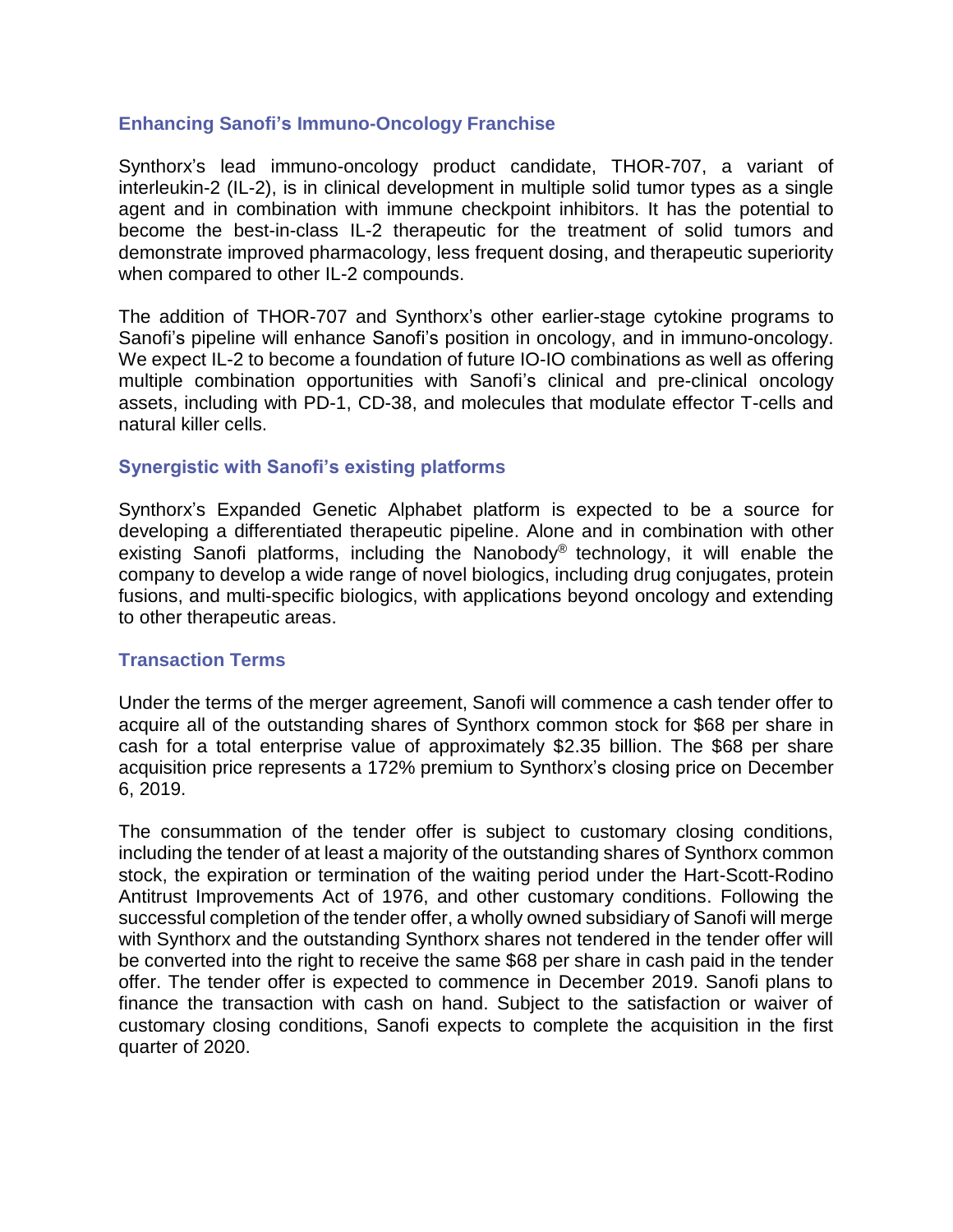## Enhancing Sanofi's Immuno-Oncology Franchise

Synthorx's lead immuno-oncology product candidate, THOR-707, a variant of interleukin-2 (IL-2), is in clinical development in multiple solid tumor types as a single agent and in combination with immune checkpoint inhibitors. It has the potential to become the best-in-class IL-2 therapeutic for the treatment of solid tumors and demonstrate improved pharmacology, less frequent dosing, and therapeutic superiority when compared to other IL-2 compounds.

The addition of THOR-707 and Synthorx's other earlier-stage cytokine programs to Sanofi's pipeline will enhance Sanofi's position in oncology, and in immuno-oncology. We expect IL-2 to become a foundation of future IO-IO combinations as well as offering multiple combination opportunities with Sanofi's clinical and pre-clinical oncology assets, including with PD-1, CD-38, and molecules that modulate effector T-cells and natural killer cells.

## Synergistic with Sanofi's existing platforms

Synthorx's Expanded Genetic Alphabet platform is expected to be a source for developing a differentiated therapeutic pipeline. Alone and in combination with other existing Sanofi platforms, including the Nanobody® technology, it will enable the company to develop a wide range of novel biologics, including drug conjugates, protein fusions, and multi-specific biologics, with applications beyond oncology and extending to other therapeutic areas.

## Transaction Terms

Under the terms of the merger agreement, Sanofi will commence a cash tender offer to acquire all of the outstanding shares of Synthorx common stock for $68 per share in cash for a total enterprise value of approximately $2.35 billion. The $68 per share acquisition price represents a 172% premium to Synthorx's closing price on December 6, 2019.

The consummation of the tender offer is subject to customary closing conditions, including the tender of at least a majority of the outstanding shares of Synthorx common stock, the expiration or termination of the waiting period under the Hart-Scott-Rodino Antitrust Improvements Act of 1976, and other customary conditions. Following the successful completion of the tender offer, a wholly owned subsidiary of Sanofi will merge with Synthorx and the outstanding Synthorx shares not tendered in the tender offer will be converted into the right to receive the same $68 per share in cash paid in the tender offer. The tender offer is expected to commence in December 2019. Sanofi plans to finance the transaction with cash on hand. Subject to the satisfaction or waiver of customary closing conditions, Sanofi expects to complete the acquisition in the first quarter of 2020.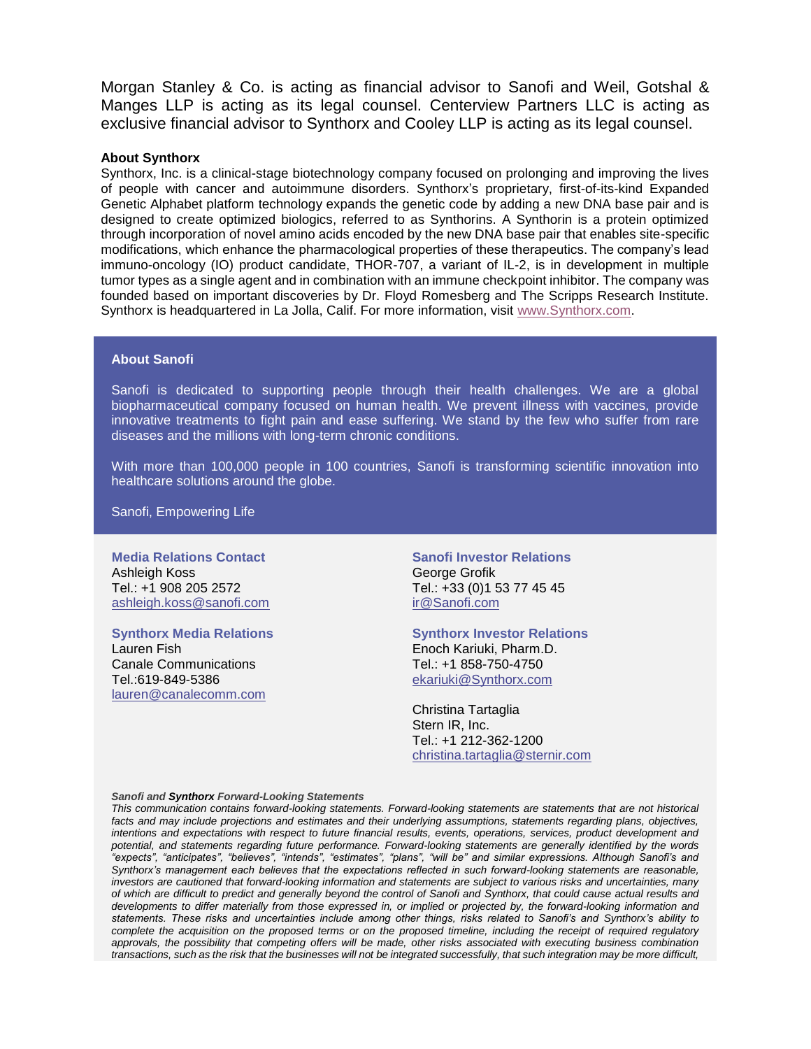Morgan Stanley & Co. is acting as financial advisor to Sanofi and Weil, Gotshal & Manges LLP is acting as its legal counsel. Centerview Partners LLC is acting as exclusive financial advisor to Synthorx and Cooley LLP is acting as its legal counsel.

**About Synthorx**

Synthorx, Inc. is a clinical-stage biotechnology company focused on prolonging and improving the lives of people with cancer and autoimmune disorders. Synthorx's proprietary, first-of-its-kind Expanded Genetic Alphabet platform technology expands the genetic code by adding a new DNA base pair and is designed to create optimized biologics, referred to as Synthorins. A Synthorin is a protein optimized through incorporation of novel amino acids encoded by the new DNA base pair that enables site-specific modifications, which enhance the pharmacological properties of these therapeutics. The company's lead immuno-oncology (IO) product candidate, THOR-707, a variant of IL-2, is in development in multiple tumor types as a single agent and in combination with an immune checkpoint inhibitor. The company was founded based on important discoveries by Dr. Floyd Romesberg and The Scripps Research Institute. Synthorx is headquartered in La Jolla, Calif. For more information, visit www.Synthorx.com.

**About Sanofi**

Sanofi is dedicated to supporting people through their health challenges. We are a global biopharmaceutical company focused on human health. We prevent illness with vaccines, provide innovative treatments to fight pain and ease suffering. We stand by the few who suffer from rare diseases and the millions with long-term chronic conditions.

With more than 100,000 people in 100 countries, Sanofi is transforming scientific innovation into healthcare solutions around the globe.

Sanofi, Empowering Life

**Media Relations Contact**
Ashleigh Koss
Tel.: +1 908 205 2572
ashleigh.koss@sanofi.com

**Synthorx Media Relations**
Lauren Fish
Canale Communications
Tel.:619-849-5386
lauren@canalecomm.com

**Sanofi Investor Relations**
George Grofik
Tel.: +33 (0)1 53 77 45 45
ir@Sanofi.com

**Synthorx Investor Relations**
Enoch Kariuki, Pharm.D.
Tel.: +1 858-750-4750
ekariuki@Synthorx.com

Christina Tartaglia
Stern IR, Inc.
Tel.: +1 212-362-1200
christina.tartaglia@sternir.com

***Sanofi and Synthorx Forward-Looking Statements***

*This communication contains forward-looking statements. Forward-looking statements are statements that are not historical facts and may include projections and estimates and their underlying assumptions, statements regarding plans, objectives, intentions and expectations with respect to future financial results, events, operations, services, product development and potential, and statements regarding future performance. Forward-looking statements are generally identified by the words "expects", "anticipates", "believes", "intends", "estimates", "plans", "will be" and similar expressions. Although Sanofi's and Synthorx's management each believes that the expectations reflected in such forward-looking statements are reasonable, investors are cautioned that forward-looking information and statements are subject to various risks and uncertainties, many of which are difficult to predict and generally beyond the control of Sanofi and Synthorx, that could cause actual results and developments to differ materially from those expressed in, or implied or projected by, the forward-looking information and statements. These risks and uncertainties include among other things, risks related to Sanofi's and Synthorx's ability to complete the acquisition on the proposed terms or on the proposed timeline, including the receipt of required regulatory approvals, the possibility that competing offers will be made, other risks associated with executing business combination transactions, such as the risk that the businesses will not be integrated successfully, that such integration may be more difficult,*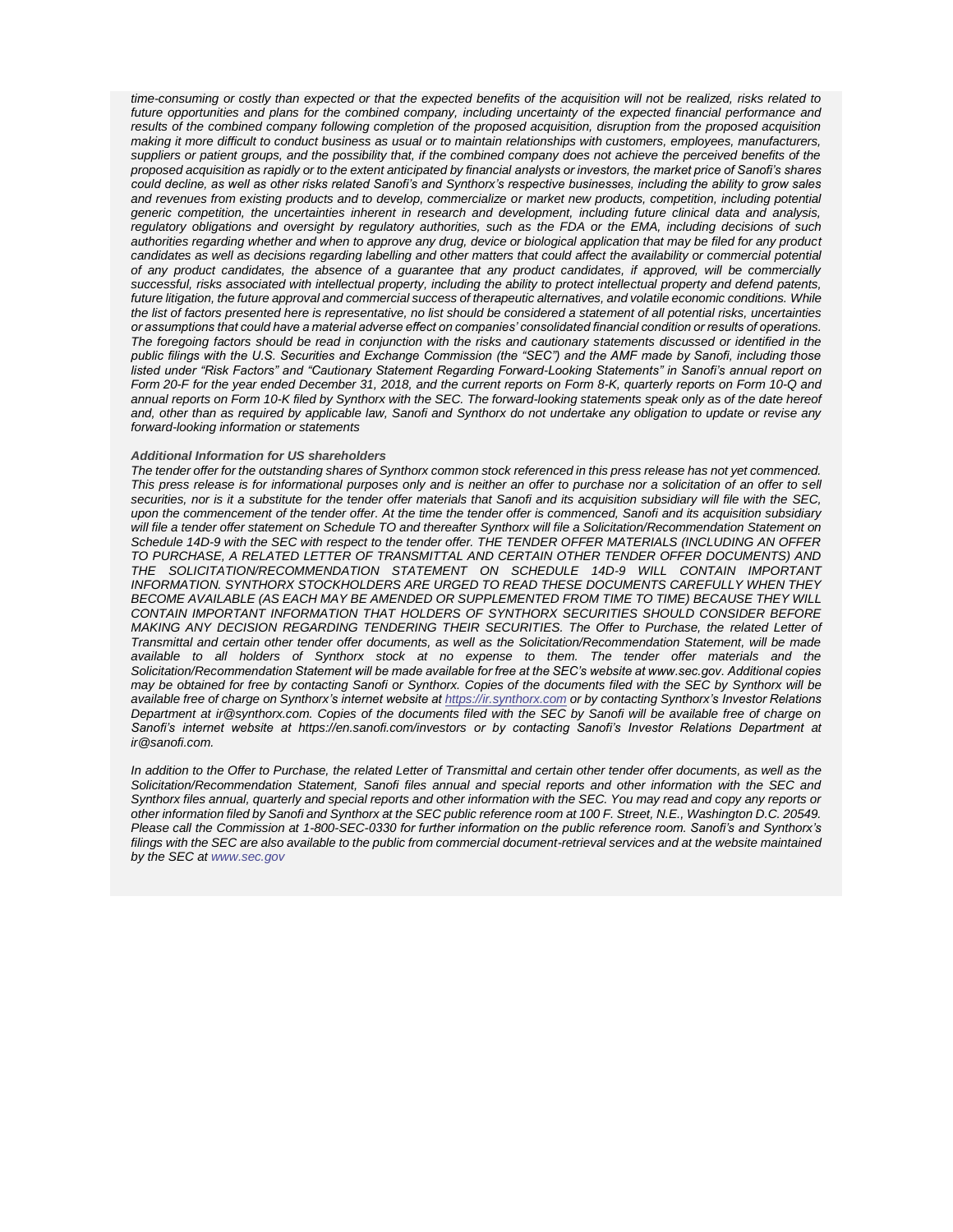*time-consuming or costly than expected or that the expected benefits of the acquisition will not be realized, risks related to future opportunities and plans for the combined company, including uncertainty of the expected financial performance and results of the combined company following completion of the proposed acquisition, disruption from the proposed acquisition making it more difficult to conduct business as usual or to maintain relationships with customers, employees, manufacturers, suppliers or patient groups, and the possibility that, if the combined company does not achieve the perceived benefits of the proposed acquisition as rapidly or to the extent anticipated by financial analysts or investors, the market price of Sanofi's shares could decline, as well as other risks related Sanofi's and Synthorx's respective businesses, including the ability to grow sales and revenues from existing products and to develop, commercialize or market new products, competition, including potential generic competition, the uncertainties inherent in research and development, including future clinical data and analysis, regulatory obligations and oversight by regulatory authorities, such as the FDA or the EMA, including decisions of such authorities regarding whether and when to approve any drug, device or biological application that may be filed for any product candidates as well as decisions regarding labelling and other matters that could affect the availability or commercial potential of any product candidates, the absence of a guarantee that any product candidates, if approved, will be commercially successful, risks associated with intellectual property, including the ability to protect intellectual property and defend patents, future litigation, the future approval and commercial success of therapeutic alternatives, and volatile economic conditions. While the list of factors presented here is representative, no list should be considered a statement of all potential risks, uncertainties or assumptions that could have a material adverse effect on companies' consolidated financial condition or results of operations. The foregoing factors should be read in conjunction with the risks and cautionary statements discussed or identified in the public filings with the U.S. Securities and Exchange Commission (the "SEC") and the AMF made by Sanofi, including those listed under "Risk Factors" and "Cautionary Statement Regarding Forward-Looking Statements" in Sanofi's annual report on Form 20-F for the year ended December 31, 2018, and the current reports on Form 8-K, quarterly reports on Form 10-Q and annual reports on Form 10-K filed by Synthorx with the SEC. The forward-looking statements speak only as of the date hereof and, other than as required by applicable law, Sanofi and Synthorx do not undertake any obligation to update or revise any forward-looking information or statements*

***Additional Information for US shareholders***

*The tender offer for the outstanding shares of Synthorx common stock referenced in this press release has not yet commenced. This press release is for informational purposes only and is neither an offer to purchase nor a solicitation of an offer to sell securities, nor is it a substitute for the tender offer materials that Sanofi and its acquisition subsidiary will file with the SEC, upon the commencement of the tender offer. At the time the tender offer is commenced, Sanofi and its acquisition subsidiary will file a tender offer statement on Schedule TO and thereafter Synthorx will file a Solicitation/Recommendation Statement on Schedule 14D-9 with the SEC with respect to the tender offer. THE TENDER OFFER MATERIALS (INCLUDING AN OFFER TO PURCHASE, A RELATED LETTER OF TRANSMITTAL AND CERTAIN OTHER TENDER OFFER DOCUMENTS) AND THE SOLICITATION/RECOMMENDATION STATEMENT ON SCHEDULE 14D-9 WILL CONTAIN IMPORTANT INFORMATION. SYNTHORX STOCKHOLDERS ARE URGED TO READ THESE DOCUMENTS CAREFULLY WHEN THEY BECOME AVAILABLE (AS EACH MAY BE AMENDED OR SUPPLEMENTED FROM TIME TO TIME) BECAUSE THEY WILL CONTAIN IMPORTANT INFORMATION THAT HOLDERS OF SYNTHORX SECURITIES SHOULD CONSIDER BEFORE MAKING ANY DECISION REGARDING TENDERING THEIR SECURITIES. The Offer to Purchase, the related Letter of Transmittal and certain other tender offer documents, as well as the Solicitation/Recommendation Statement, will be made available to all holders of Synthorx stock at no expense to them. The tender offer materials and the Solicitation/Recommendation Statement will be made available for free at the SEC's website at www.sec.gov. Additional copies may be obtained for free by contacting Sanofi or Synthorx. Copies of the documents filed with the SEC by Synthorx will be available free of charge on Synthorx's internet website at https://ir.synthorx.com or by contacting Synthorx's Investor Relations Department at ir@synthorx.com. Copies of the documents filed with the SEC by Sanofi will be available free of charge on Sanofi's internet website at https://en.sanofi.com/investors or by contacting Sanofi's Investor Relations Department at ir@sanofi.com.*

*In addition to the Offer to Purchase, the related Letter of Transmittal and certain other tender offer documents, as well as the Solicitation/Recommendation Statement, Sanofi files annual and special reports and other information with the SEC and Synthorx files annual, quarterly and special reports and other information with the SEC. You may read and copy any reports or other information filed by Sanofi and Synthorx at the SEC public reference room at 100 F. Street, N.E., Washington D.C. 20549. Please call the Commission at 1-800-SEC-0330 for further information on the public reference room. Sanofi's and Synthorx's filings with the SEC are also available to the public from commercial document-retrieval services and at the website maintained by the SEC at www.sec.gov*